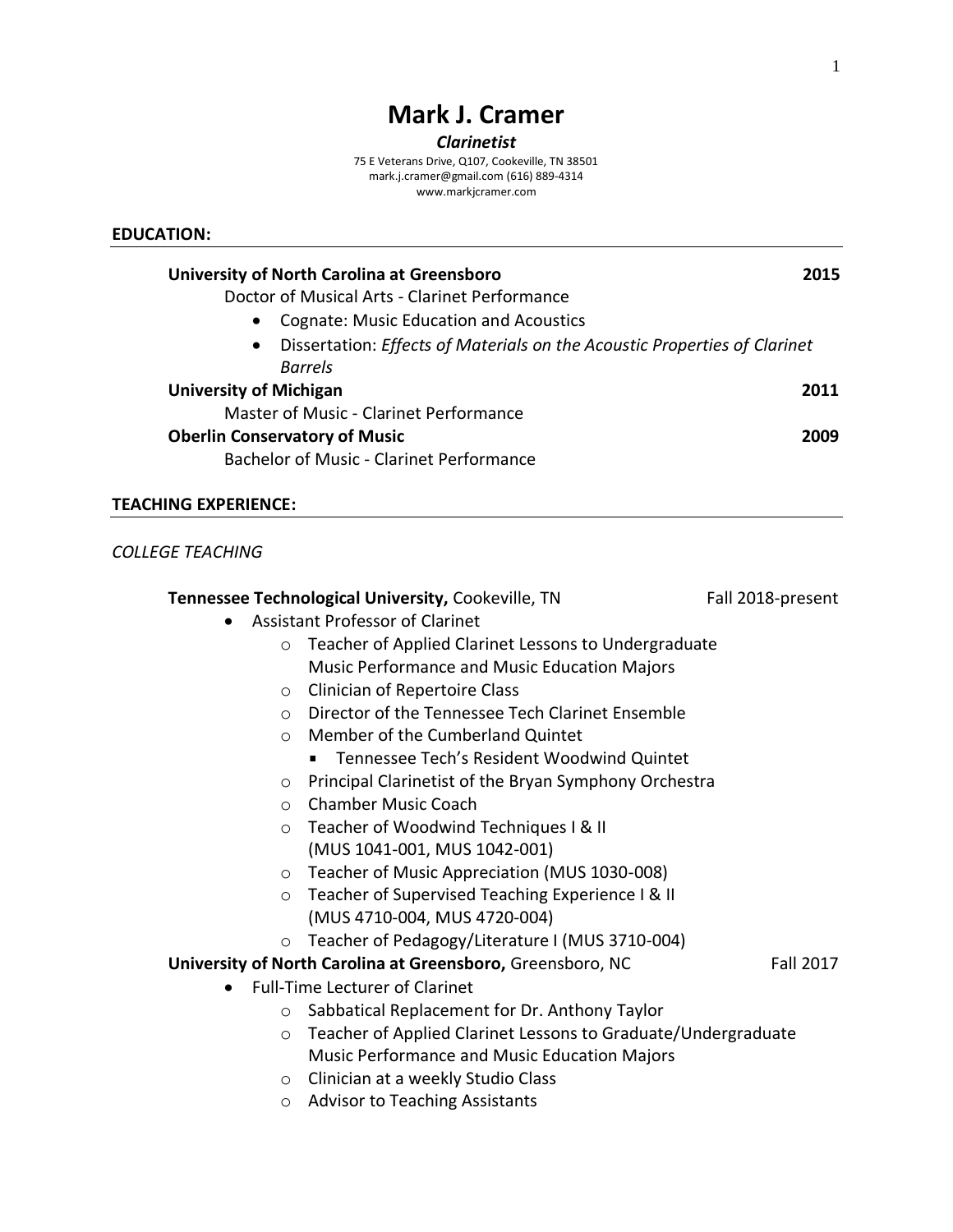# Mark J. Cramer

***Clarinetist***

75 E Veterans Drive, Q107, Cookeville, TN 38501
mark.j.cramer@gmail.com (616) 889-4314
www.markjcramer.com

## EDUCATION:

**University of North Carolina at Greensboro** **2015**

Doctor of Musical Arts - Clarinet Performance

- Cognate: Music Education and Acoustics
- Dissertation: *Effects of Materials on the Acoustic Properties of Clarinet Barrels*

**University of Michigan** **2011**

Master of Music - Clarinet Performance

**Oberlin Conservatory of Music** **2009**

Bachelor of Music - Clarinet Performance

## TEACHING EXPERIENCE:

### *COLLEGE TEACHING*

**Tennessee Technological University,** Cookeville, TN Fall 2018-present

- Assistant Professor of Clarinet
  - Teacher of Applied Clarinet Lessons to Undergraduate Music Performance and Music Education Majors
  - Clinician of Repertoire Class
  - Director of the Tennessee Tech Clarinet Ensemble
  - Member of the Cumberland Quintet
    - Tennessee Tech's Resident Woodwind Quintet
  - Principal Clarinetist of the Bryan Symphony Orchestra
  - Chamber Music Coach
  - Teacher of Woodwind Techniques I & II (MUS 1041-001, MUS 1042-001)
  - Teacher of Music Appreciation (MUS 1030-008)
  - Teacher of Supervised Teaching Experience I & II (MUS 4710-004, MUS 4720-004)
  - Teacher of Pedagogy/Literature I (MUS 3710-004)

**University of North Carolina at Greensboro,** Greensboro, NC Fall 2017

- Full-Time Lecturer of Clarinet
  - Sabbatical Replacement for Dr. Anthony Taylor
  - Teacher of Applied Clarinet Lessons to Graduate/Undergraduate Music Performance and Music Education Majors
  - Clinician at a weekly Studio Class
  - Advisor to Teaching Assistants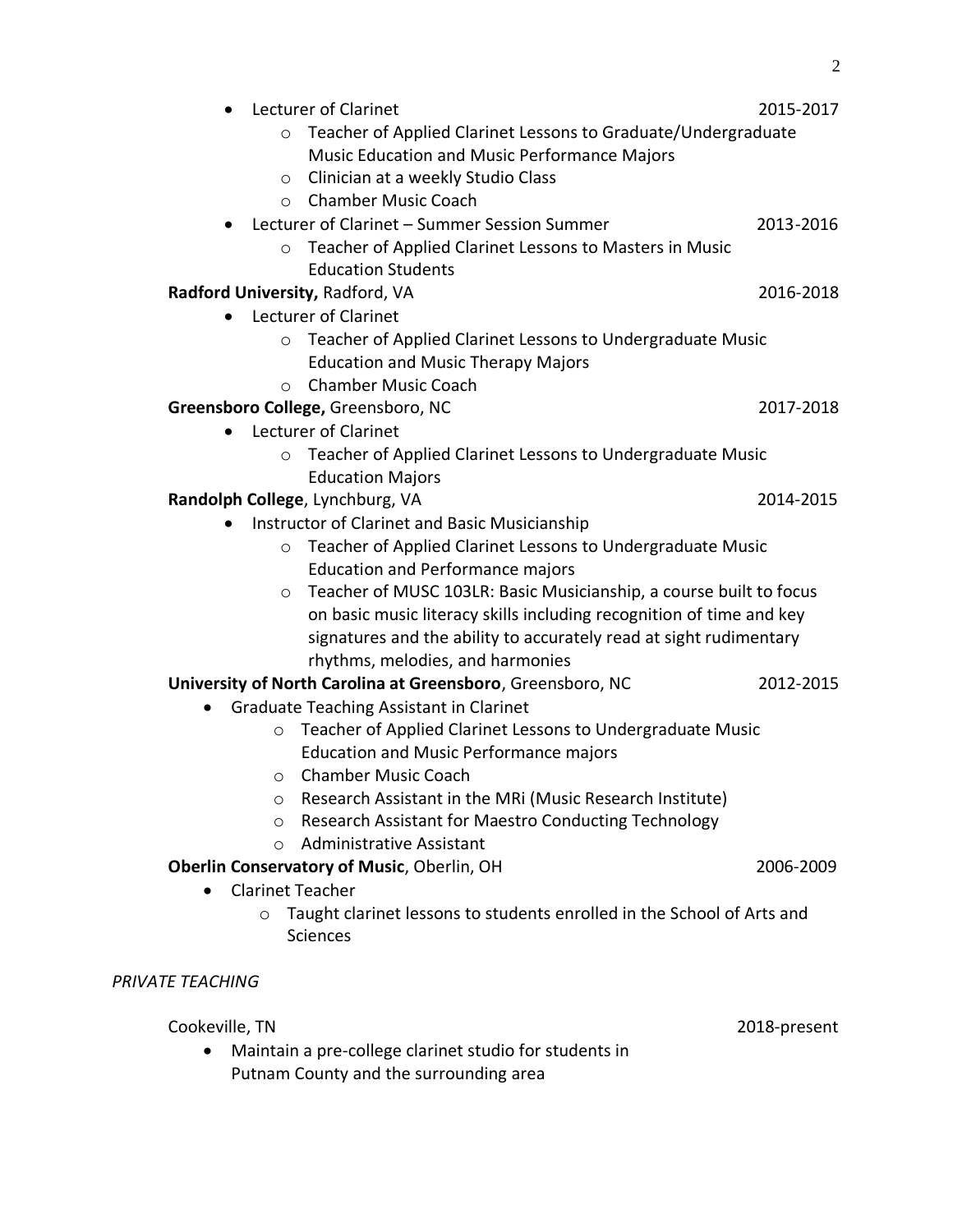- Lecturer of Clarinet 2015-2017
    - Teacher of Applied Clarinet Lessons to Graduate/Undergraduate Music Education and Music Performance Majors
    - Clinician at a weekly Studio Class
    - Chamber Music Coach
- Lecturer of Clarinet – Summer Session Summer 2013-2016
    - Teacher of Applied Clarinet Lessons to Masters in Music Education Students

**Radford University,** Radford, VA 2016-2018

- Lecturer of Clarinet
    - Teacher of Applied Clarinet Lessons to Undergraduate Music Education and Music Therapy Majors
    - Chamber Music Coach

**Greensboro College,** Greensboro, NC 2017-2018

- Lecturer of Clarinet
    - Teacher of Applied Clarinet Lessons to Undergraduate Music Education Majors

**Randolph College**, Lynchburg, VA 2014-2015

- Instructor of Clarinet and Basic Musicianship
    - Teacher of Applied Clarinet Lessons to Undergraduate Music Education and Performance majors
    - Teacher of MUSC 103LR: Basic Musicianship, a course built to focus on basic music literacy skills including recognition of time and key signatures and the ability to accurately read at sight rudimentary rhythms, melodies, and harmonies

**University of North Carolina at Greensboro**, Greensboro, NC 2012-2015

- Graduate Teaching Assistant in Clarinet
    - Teacher of Applied Clarinet Lessons to Undergraduate Music Education and Music Performance majors
    - Chamber Music Coach
    - Research Assistant in the MRi (Music Research Institute)
    - Research Assistant for Maestro Conducting Technology
    - Administrative Assistant

**Oberlin Conservatory of Music**, Oberlin, OH 2006-2009

- Clarinet Teacher
    - Taught clarinet lessons to students enrolled in the School of Arts and Sciences

*PRIVATE TEACHING*

Cookeville, TN 2018-present

- Maintain a pre-college clarinet studio for students in Putnam County and the surrounding area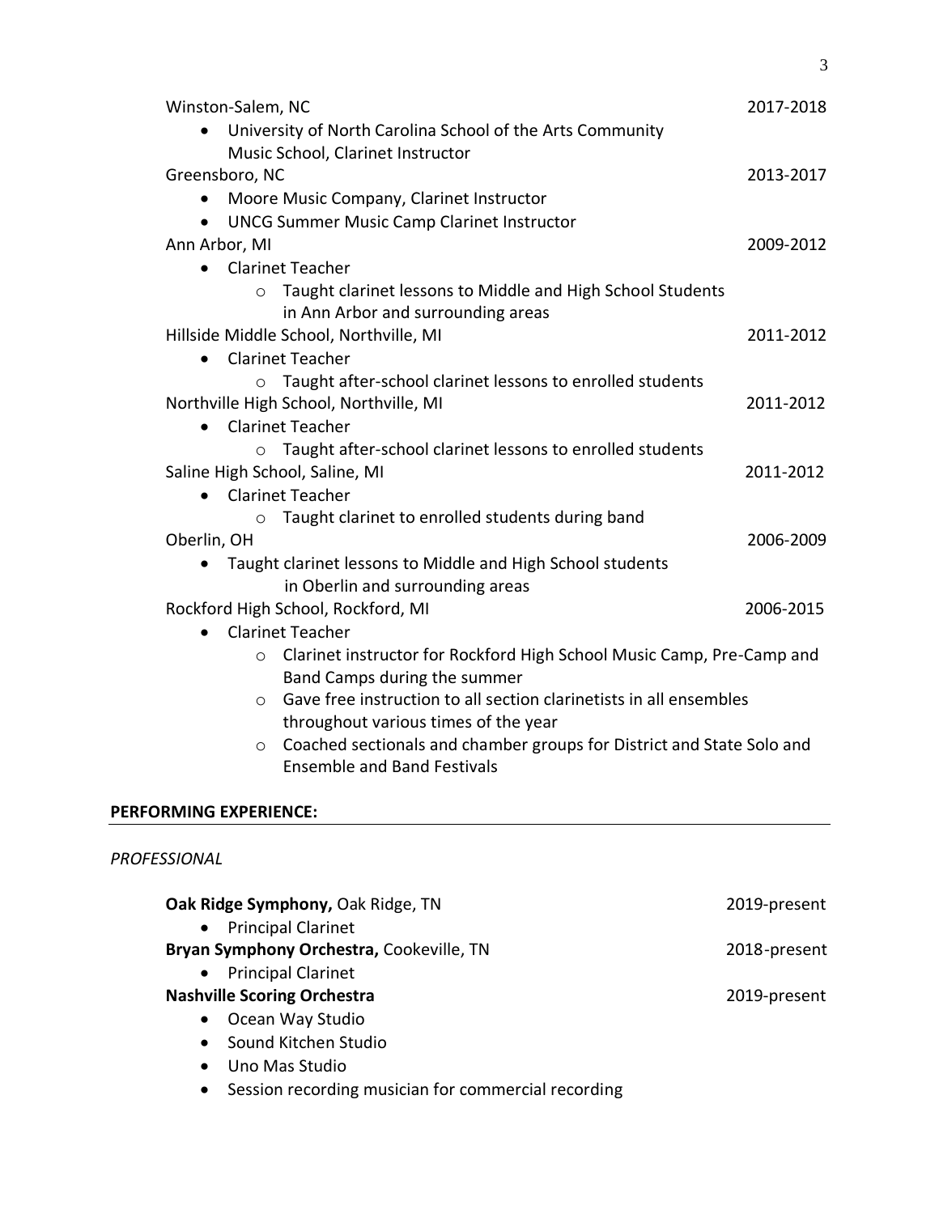Winston-Salem, NC — 2017-2018

- University of North Carolina School of the Arts Community Music School, Clarinet Instructor

Greensboro, NC — 2013-2017

- Moore Music Company, Clarinet Instructor
- UNCG Summer Music Camp Clarinet Instructor

Ann Arbor, MI — 2009-2012

- Clarinet Teacher
    - Taught clarinet lessons to Middle and High School Students in Ann Arbor and surrounding areas

Hillside Middle School, Northville, MI — 2011-2012

- Clarinet Teacher
    - Taught after-school clarinet lessons to enrolled students

Northville High School, Northville, MI — 2011-2012

- Clarinet Teacher
    - Taught after-school clarinet lessons to enrolled students

Saline High School, Saline, MI — 2011-2012

- Clarinet Teacher
    - Taught clarinet to enrolled students during band

Oberlin, OH — 2006-2009

- Taught clarinet lessons to Middle and High School students in Oberlin and surrounding areas

Rockford High School, Rockford, MI — 2006-2015

- Clarinet Teacher
    - Clarinet instructor for Rockford High School Music Camp, Pre-Camp and Band Camps during the summer
    - Gave free instruction to all section clarinetists in all ensembles throughout various times of the year
    - Coached sectionals and chamber groups for District and State Solo and Ensemble and Band Festivals

## PERFORMING EXPERIENCE:

*PROFESSIONAL*

**Oak Ridge Symphony,** Oak Ridge, TN — 2019-present

- Principal Clarinet

**Bryan Symphony Orchestra,** Cookeville, TN — 2018-present

- Principal Clarinet

**Nashville Scoring Orchestra** — 2019-present

- Ocean Way Studio
- Sound Kitchen Studio
- Uno Mas Studio
- Session recording musician for commercial recording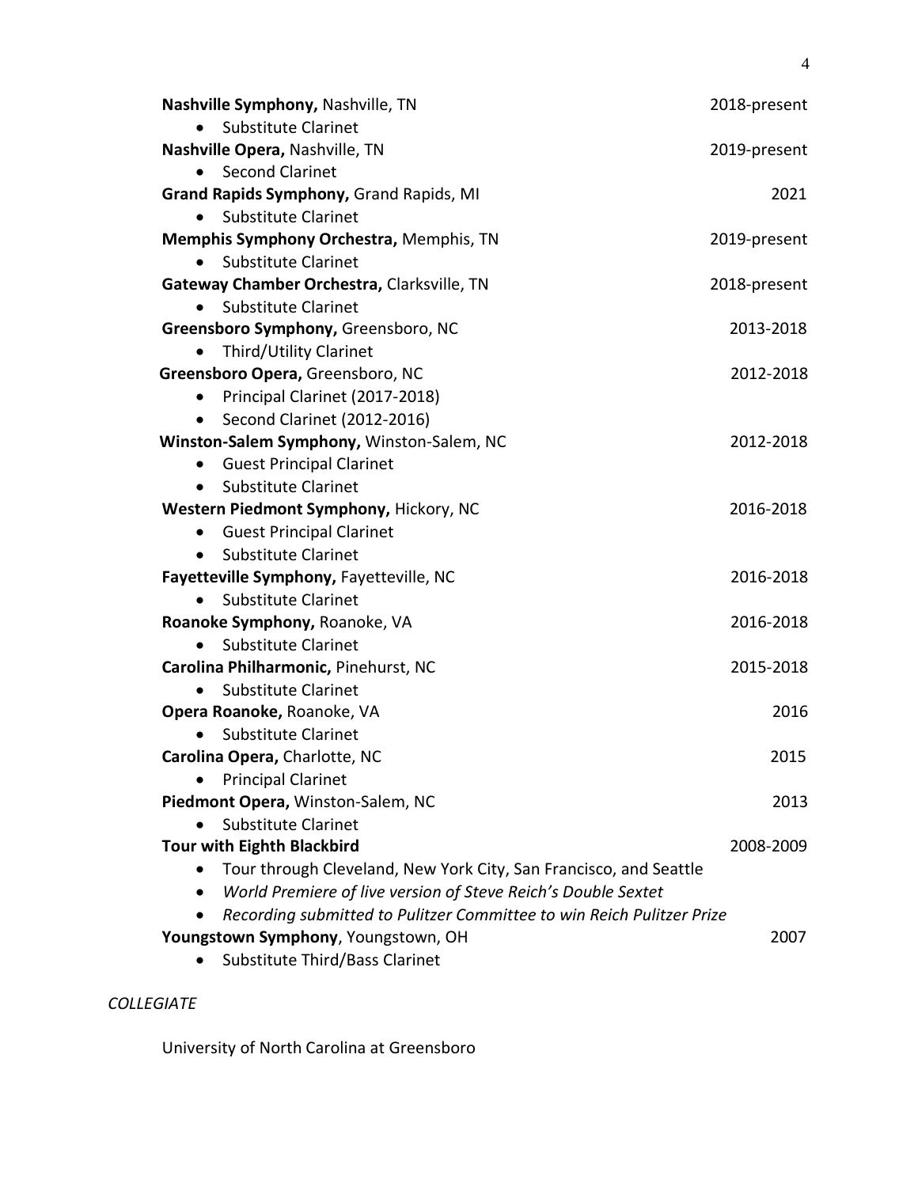**Nashville Symphony,** Nashville, TN 2018-present

- Substitute Clarinet

**Nashville Opera,** Nashville, TN 2019-present

- Second Clarinet

**Grand Rapids Symphony,** Grand Rapids, MI 2021

- Substitute Clarinet

**Memphis Symphony Orchestra,** Memphis, TN 2019-present

- Substitute Clarinet

**Gateway Chamber Orchestra,** Clarksville, TN 2018-present

- Substitute Clarinet

**Greensboro Symphony,** Greensboro, NC 2013-2018

- Third/Utility Clarinet

**Greensboro Opera,** Greensboro, NC 2012-2018

- Principal Clarinet (2017-2018)
- Second Clarinet (2012-2016)

**Winston-Salem Symphony,** Winston-Salem, NC 2012-2018

- Guest Principal Clarinet
- Substitute Clarinet

**Western Piedmont Symphony,** Hickory, NC 2016-2018

- Guest Principal Clarinet
- Substitute Clarinet

**Fayetteville Symphony,** Fayetteville, NC 2016-2018

- Substitute Clarinet

**Roanoke Symphony,** Roanoke, VA 2016-2018

- Substitute Clarinet

**Carolina Philharmonic,** Pinehurst, NC 2015-2018

- Substitute Clarinet

**Opera Roanoke,** Roanoke, VA 2016

- Substitute Clarinet

**Carolina Opera,** Charlotte, NC 2015

- Principal Clarinet

**Piedmont Opera,** Winston-Salem, NC 2013

- Substitute Clarinet

**Tour with Eighth Blackbird** 2008-2009

- Tour through Cleveland, New York City, San Francisco, and Seattle
- *World Premiere of live version of Steve Reich's Double Sextet*
- *Recording submitted to Pulitzer Committee to win Reich Pulitzer Prize*

**Youngstown Symphony**, Youngstown, OH 2007

- Substitute Third/Bass Clarinet

*COLLEGIATE*

University of North Carolina at Greensboro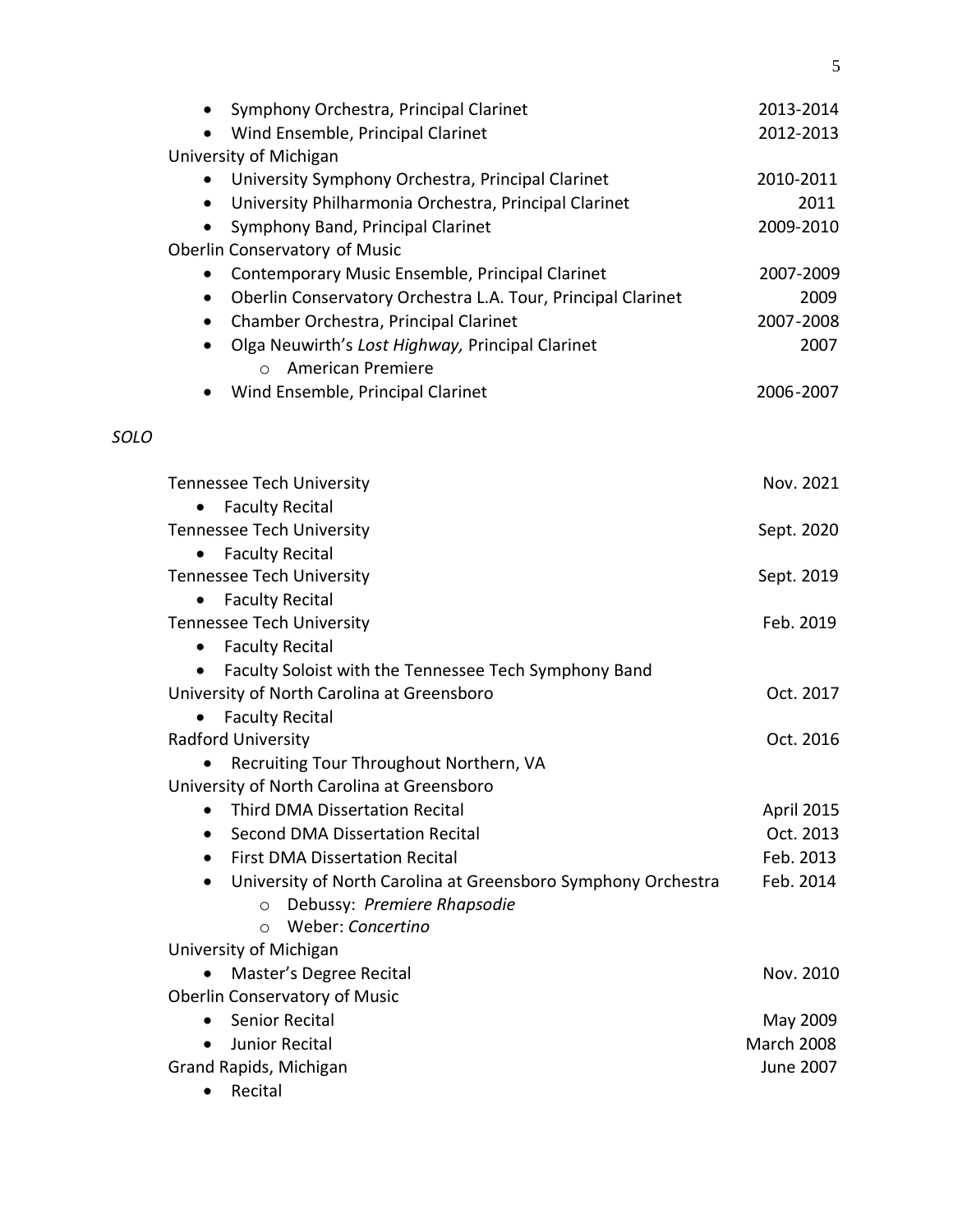- Symphony Orchestra, Principal Clarinet — 2013-2014
- Wind Ensemble, Principal Clarinet — 2012-2013

University of Michigan

- University Symphony Orchestra, Principal Clarinet — 2010-2011
- University Philharmonia Orchestra, Principal Clarinet — 2011
- Symphony Band, Principal Clarinet — 2009-2010

Oberlin Conservatory of Music

- Contemporary Music Ensemble, Principal Clarinet — 2007-2009
- Oberlin Conservatory Orchestra L.A. Tour, Principal Clarinet — 2009
- Chamber Orchestra, Principal Clarinet — 2007-2008
- Olga Neuwirth's *Lost Highway,* Principal Clarinet — 2007
    - American Premiere
- Wind Ensemble, Principal Clarinet — 2006-2007

*SOLO*

Tennessee Tech University — Nov. 2021

- Faculty Recital

Tennessee Tech University — Sept. 2020

- Faculty Recital

Tennessee Tech University — Sept. 2019

- Faculty Recital

Tennessee Tech University — Feb. 2019

- Faculty Recital
- Faculty Soloist with the Tennessee Tech Symphony Band

University of North Carolina at Greensboro — Oct. 2017

- Faculty Recital

Radford University — Oct. 2016

- Recruiting Tour Throughout Northern, VA

University of North Carolina at Greensboro

- Third DMA Dissertation Recital — April 2015
- Second DMA Dissertation Recital — Oct. 2013
- First DMA Dissertation Recital — Feb. 2013
- University of North Carolina at Greensboro Symphony Orchestra — Feb. 2014
    - Debussy: *Premiere Rhapsodie*
    - Weber: *Concertino*

University of Michigan

- Master's Degree Recital — Nov. 2010

Oberlin Conservatory of Music

- Senior Recital — May 2009
- Junior Recital — March 2008

Grand Rapids, Michigan — June 2007

- Recital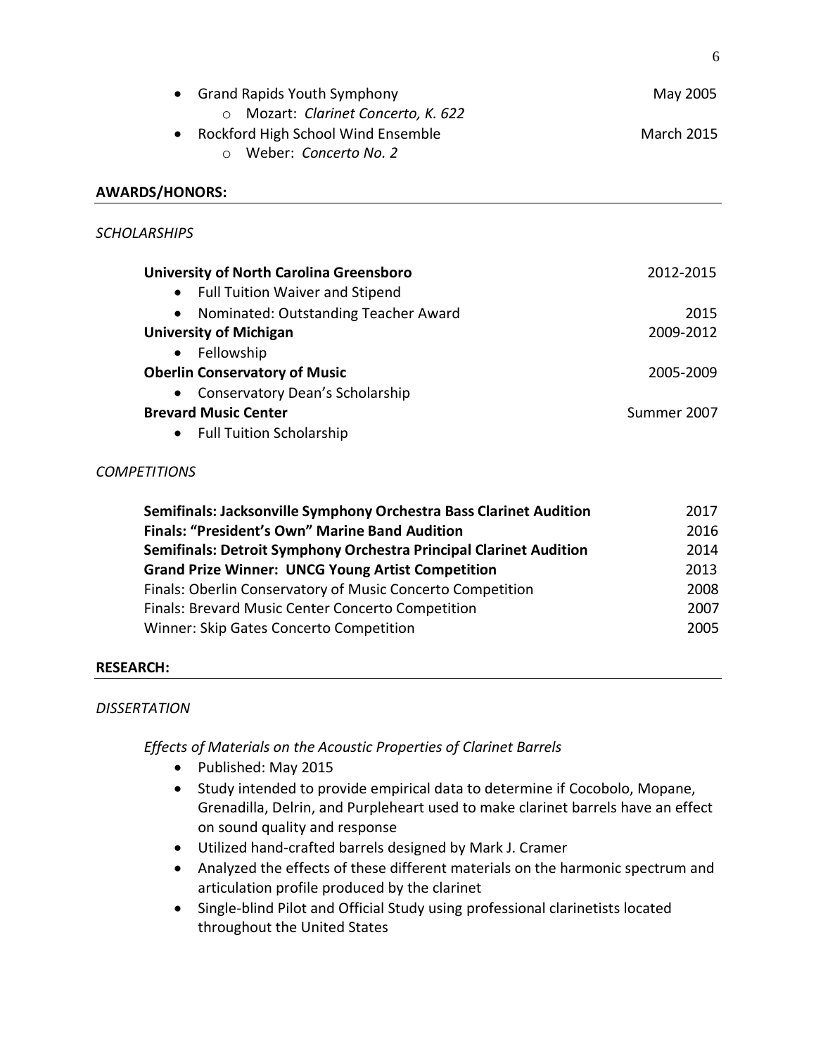- Grand Rapids Youth Symphony — May 2005
  - Mozart: *Clarinet Concerto, K. 622*
- Rockford High School Wind Ensemble — March 2015
  - Weber: *Concerto No. 2*

## AWARDS/HONORS:

### *SCHOLARSHIPS*

**University of North Carolina Greensboro** — 2012-2015
- Full Tuition Waiver and Stipend
- Nominated: Outstanding Teacher Award — 2015

**University of Michigan** — 2009-2012
- Fellowship

**Oberlin Conservatory of Music** — 2005-2009
- Conservatory Dean's Scholarship

**Brevard Music Center** — Summer 2007
- Full Tuition Scholarship

### *COMPETITIONS*

**Semifinals: Jacksonville Symphony Orchestra Bass Clarinet Audition** — 2017
**Finals: "President's Own" Marine Band Audition** — 2016
**Semifinals: Detroit Symphony Orchestra Principal Clarinet Audition** — 2014
**Grand Prize Winner: UNCG Young Artist Competition** — 2013
Finals: Oberlin Conservatory of Music Concerto Competition — 2008
Finals: Brevard Music Center Concerto Competition — 2007
Winner: Skip Gates Concerto Competition — 2005

## RESEARCH:

### *DISSERTATION*

*Effects of Materials on the Acoustic Properties of Clarinet Barrels*
- Published: May 2015
- Study intended to provide empirical data to determine if Cocobolo, Mopane, Grenadilla, Delrin, and Purpleheart used to make clarinet barrels have an effect on sound quality and response
- Utilized hand-crafted barrels designed by Mark J. Cramer
- Analyzed the effects of these different materials on the harmonic spectrum and articulation profile produced by the clarinet
- Single-blind Pilot and Official Study using professional clarinetists located throughout the United States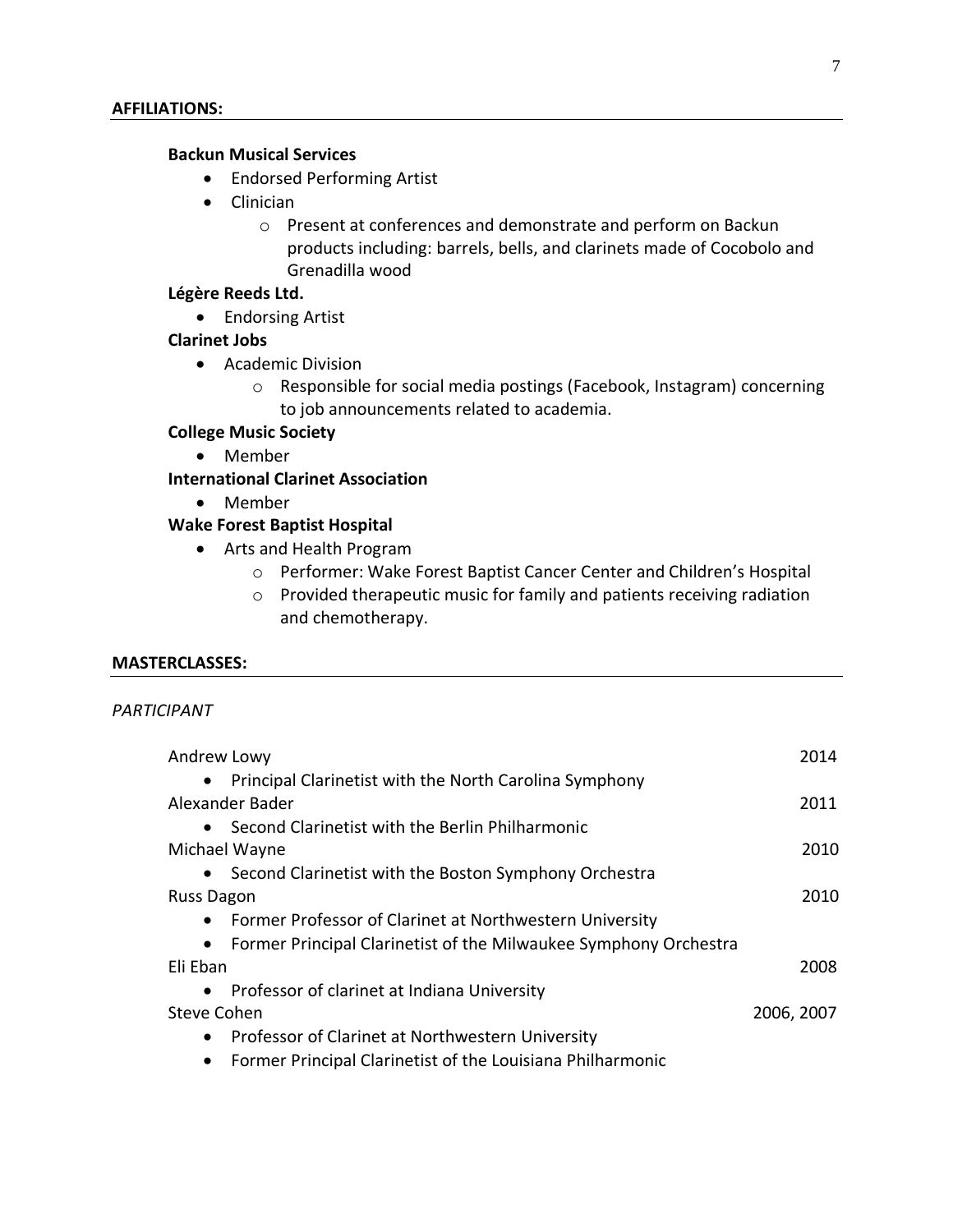## AFFILIATIONS:

**Backun Musical Services**

- Endorsed Performing Artist
- Clinician
  - Present at conferences and demonstrate and perform on Backun products including: barrels, bells, and clarinets made of Cocobolo and Grenadilla wood

**Légère Reeds Ltd.**

- Endorsing Artist

**Clarinet Jobs**

- Academic Division
  - Responsible for social media postings (Facebook, Instagram) concerning to job announcements related to academia.

**College Music Society**

- Member

**International Clarinet Association**

- Member

**Wake Forest Baptist Hospital**

- Arts and Health Program
  - Performer: Wake Forest Baptist Cancer Center and Children's Hospital
  - Provided therapeutic music for family and patients receiving radiation and chemotherapy.

## MASTERCLASSES:

*PARTICIPANT*

Andrew Lowy — 2014

- Principal Clarinetist with the North Carolina Symphony

Alexander Bader — 2011

- Second Clarinetist with the Berlin Philharmonic

Michael Wayne — 2010

- Second Clarinetist with the Boston Symphony Orchestra

Russ Dagon — 2010

- Former Professor of Clarinet at Northwestern University
- Former Principal Clarinetist of the Milwaukee Symphony Orchestra

Eli Eban — 2008

- Professor of clarinet at Indiana University

Steve Cohen — 2006, 2007

- Professor of Clarinet at Northwestern University
- Former Principal Clarinetist of the Louisiana Philharmonic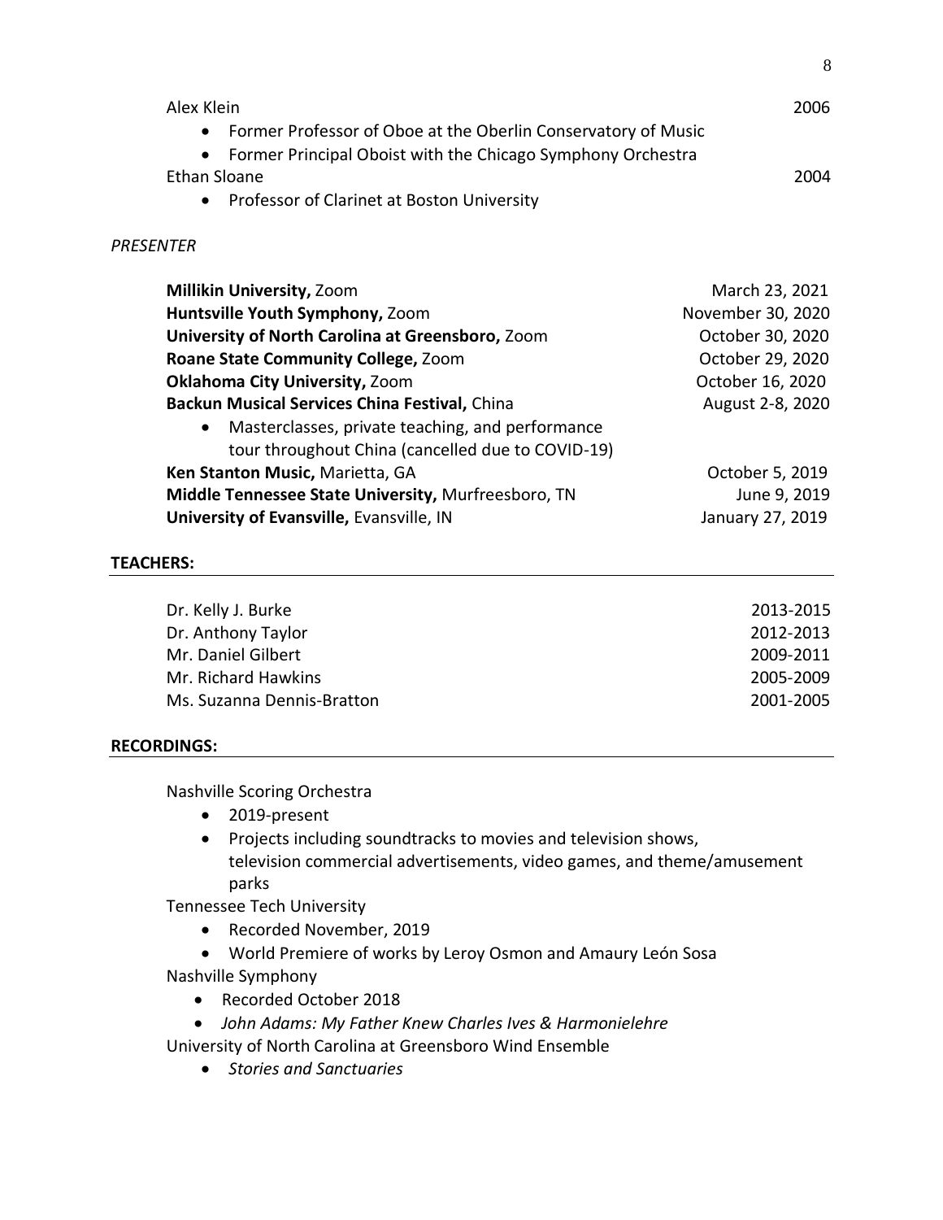Alex Klein 2006

- Former Professor of Oboe at the Oberlin Conservatory of Music
- Former Principal Oboist with the Chicago Symphony Orchestra

Ethan Sloane 2004

- Professor of Clarinet at Boston University

*PRESENTER*

**Millikin University,** Zoom March 23, 2021
**Huntsville Youth Symphony,** Zoom November 30, 2020
**University of North Carolina at Greensboro,** Zoom October 30, 2020
**Roane State Community College,** Zoom October 29, 2020
**Oklahoma City University,** Zoom October 16, 2020
**Backun Musical Services China Festival,** China August 2-8, 2020

- Masterclasses, private teaching, and performance tour throughout China (cancelled due to COVID-19)

**Ken Stanton Music,** Marietta, GA October 5, 2019
**Middle Tennessee State University,** Murfreesboro, TN June 9, 2019
**University of Evansville,** Evansville, IN January 27, 2019

## TEACHERS:

Dr. Kelly J. Burke 2013-2015
Dr. Anthony Taylor 2012-2013
Mr. Daniel Gilbert 2009-2011
Mr. Richard Hawkins 2005-2009
Ms. Suzanna Dennis-Bratton 2001-2005

## RECORDINGS:

Nashville Scoring Orchestra

- 2019-present
- Projects including soundtracks to movies and television shows, television commercial advertisements, video games, and theme/amusement parks

Tennessee Tech University

- Recorded November, 2019
- World Premiere of works by Leroy Osmon and Amaury León Sosa

Nashville Symphony

- Recorded October 2018
- *John Adams: My Father Knew Charles Ives & Harmonielehre*

University of North Carolina at Greensboro Wind Ensemble

- *Stories and Sanctuaries*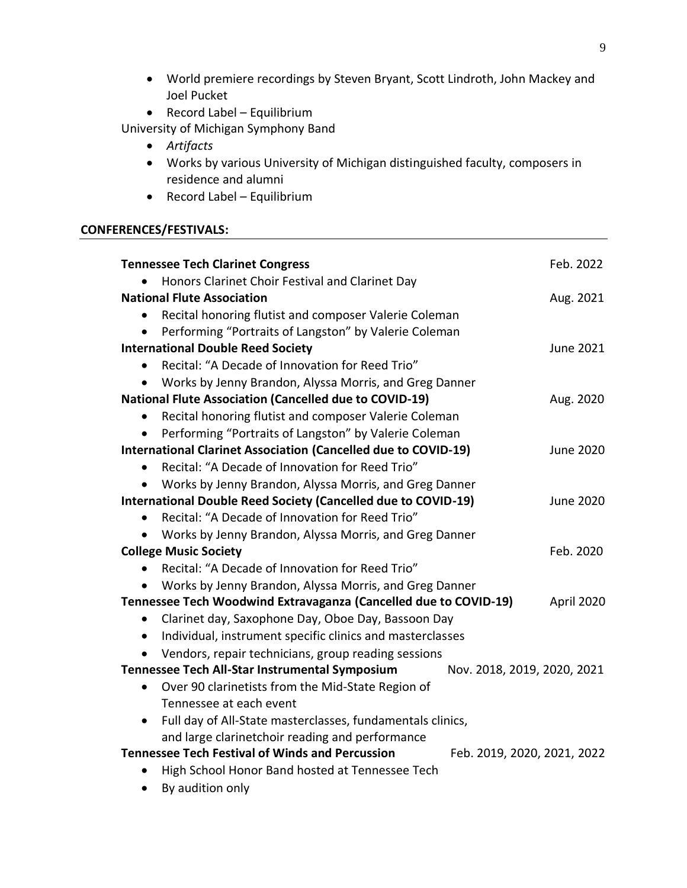- World premiere recordings by Steven Bryant, Scott Lindroth, John Mackey and Joel Pucket
- Record Label – Equilibrium

University of Michigan Symphony Band

- *Artifacts*
- Works by various University of Michigan distinguished faculty, composers in residence and alumni
- Record Label – Equilibrium

## CONFERENCES/FESTIVALS:

**Tennessee Tech Clarinet Congress** — Feb. 2022

- Honors Clarinet Choir Festival and Clarinet Day

**National Flute Association** — Aug. 2021

- Recital honoring flutist and composer Valerie Coleman
- Performing "Portraits of Langston" by Valerie Coleman

**International Double Reed Society** — June 2021

- Recital: "A Decade of Innovation for Reed Trio"
- Works by Jenny Brandon, Alyssa Morris, and Greg Danner

**National Flute Association (Cancelled due to COVID-19)** — Aug. 2020

- Recital honoring flutist and composer Valerie Coleman
- Performing "Portraits of Langston" by Valerie Coleman

**International Clarinet Association (Cancelled due to COVID-19)** — June 2020

- Recital: "A Decade of Innovation for Reed Trio"
- Works by Jenny Brandon, Alyssa Morris, and Greg Danner

**International Double Reed Society (Cancelled due to COVID-19)** — June 2020

- Recital: "A Decade of Innovation for Reed Trio"
- Works by Jenny Brandon, Alyssa Morris, and Greg Danner

**College Music Society** — Feb. 2020

- Recital: "A Decade of Innovation for Reed Trio"
- Works by Jenny Brandon, Alyssa Morris, and Greg Danner

**Tennessee Tech Woodwind Extravaganza (Cancelled due to COVID-19)** — April 2020

- Clarinet day, Saxophone Day, Oboe Day, Bassoon Day
- Individual, instrument specific clinics and masterclasses
- Vendors, repair technicians, group reading sessions

**Tennessee Tech All-Star Instrumental Symposium** — Nov. 2018, 2019, 2020, 2021

- Over 90 clarinetists from the Mid-State Region of Tennessee at each event
- Full day of All-State masterclasses, fundamentals clinics, and large clarinetchoir reading and performance

**Tennessee Tech Festival of Winds and Percussion** — Feb. 2019, 2020, 2021, 2022

- High School Honor Band hosted at Tennessee Tech
- By audition only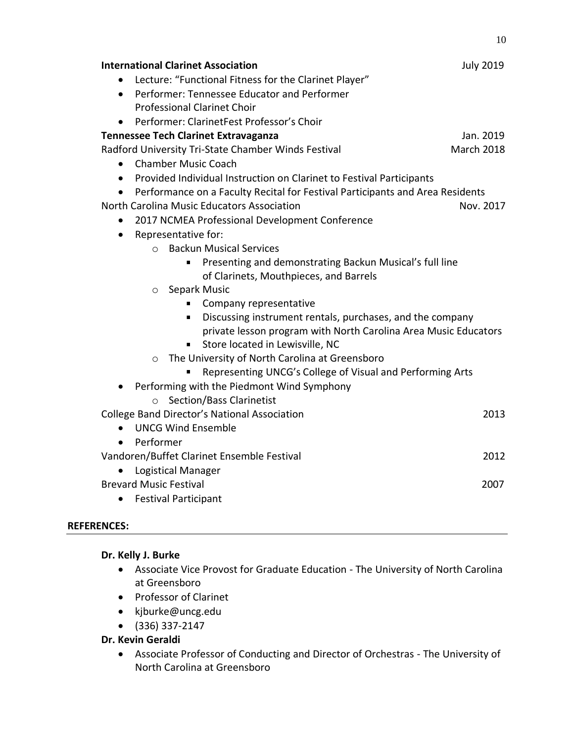**International Clarinet Association** July 2019

- Lecture: "Functional Fitness for the Clarinet Player"
- Performer: Tennessee Educator and Performer Professional Clarinet Choir
- Performer: ClarinetFest Professor's Choir

**Tennessee Tech Clarinet Extravaganza** Jan. 2019

Radford University Tri-State Chamber Winds Festival March 2018

- Chamber Music Coach
- Provided Individual Instruction on Clarinet to Festival Participants
- Performance on a Faculty Recital for Festival Participants and Area Residents

North Carolina Music Educators Association Nov. 2017

- 2017 NCMEA Professional Development Conference
- Representative for:
  - Backun Musical Services
    - Presenting and demonstrating Backun Musical's full line of Clarinets, Mouthpieces, and Barrels
  - Separk Music
    - Company representative
    - Discussing instrument rentals, purchases, and the company private lesson program with North Carolina Area Music Educators
    - Store located in Lewisville, NC
  - The University of North Carolina at Greensboro
    - Representing UNCG's College of Visual and Performing Arts
- Performing with the Piedmont Wind Symphony
  - Section/Bass Clarinetist

College Band Director's National Association 2013

- UNCG Wind Ensemble
- Performer

Vandoren/Buffet Clarinet Ensemble Festival 2012

- Logistical Manager

Brevard Music Festival 2007

- Festival Participant

## REFERENCES:

**Dr. Kelly J. Burke**

- Associate Vice Provost for Graduate Education - The University of North Carolina at Greensboro
- Professor of Clarinet
- kjburke@uncg.edu
- (336) 337-2147

**Dr. Kevin Geraldi**

- Associate Professor of Conducting and Director of Orchestras - The University of North Carolina at Greensboro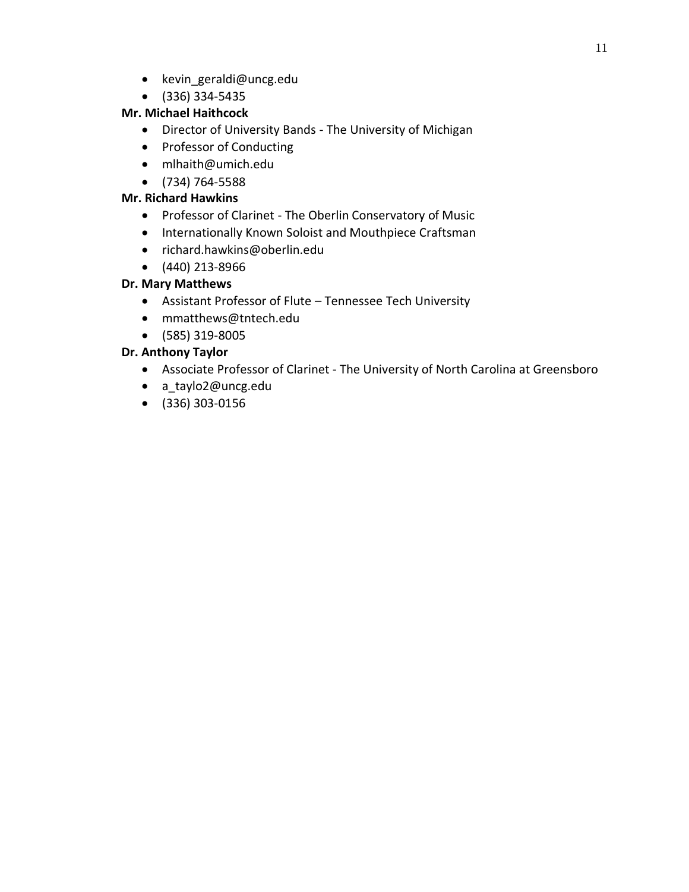- kevin_geraldi@uncg.edu
- (336) 334-5435

**Mr. Michael Haithcock**

- Director of University Bands - The University of Michigan
- Professor of Conducting
- mlhaith@umich.edu
- (734) 764-5588

**Mr. Richard Hawkins**

- Professor of Clarinet - The Oberlin Conservatory of Music
- Internationally Known Soloist and Mouthpiece Craftsman
- richard.hawkins@oberlin.edu
- (440) 213-8966

**Dr. Mary Matthews**

- Assistant Professor of Flute – Tennessee Tech University
- mmatthews@tntech.edu
- (585) 319-8005

**Dr. Anthony Taylor**

- Associate Professor of Clarinet - The University of North Carolina at Greensboro
- a_taylo2@uncg.edu
- (336) 303-0156